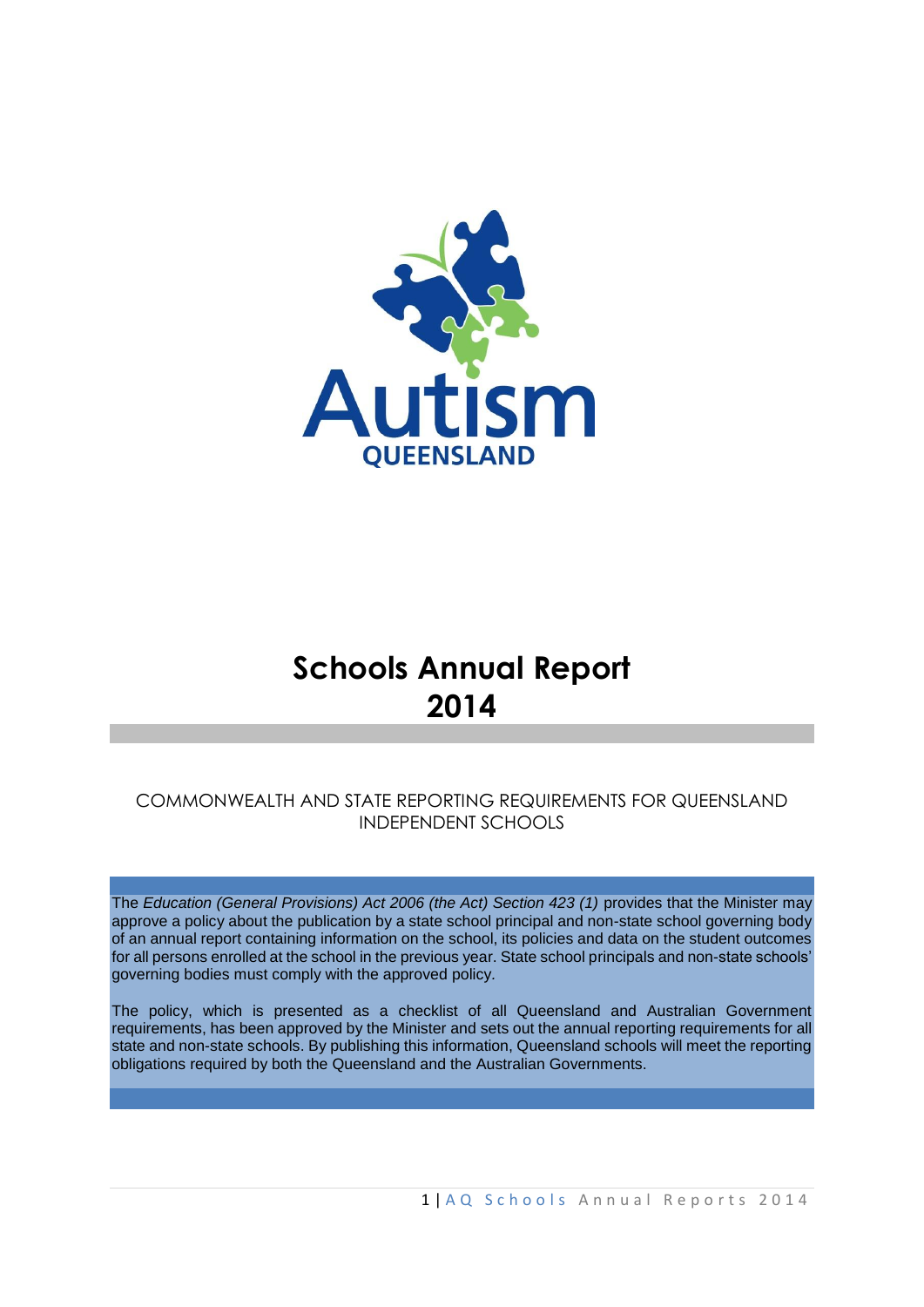Autism QUEENSLAND

# Schools Annual Report 2014

COMMONWEALTH AND STATE REPORTING REQUIREMENTS FOR QUEENSLAND INDEPENDENT SCHOOLS

The *Education (General Provisions) Act 2006 (the Act) Section 423 (1)* provides that the Minister may approve a policy about the publication by a state school principal and non-state school governing body of an annual report containing information on the school, its policies and data on the student outcomes for all persons enrolled at the school in the previous year. State school principals and non-state schools' governing bodies must comply with the approved policy.

The policy, which is presented as a checklist of all Queensland and Australian Government requirements, has been approved by the Minister and sets out the annual reporting requirements for all state and non-state schools. By publishing this information, Queensland schools will meet the reporting obligations required by both the Queensland and the Australian Governments.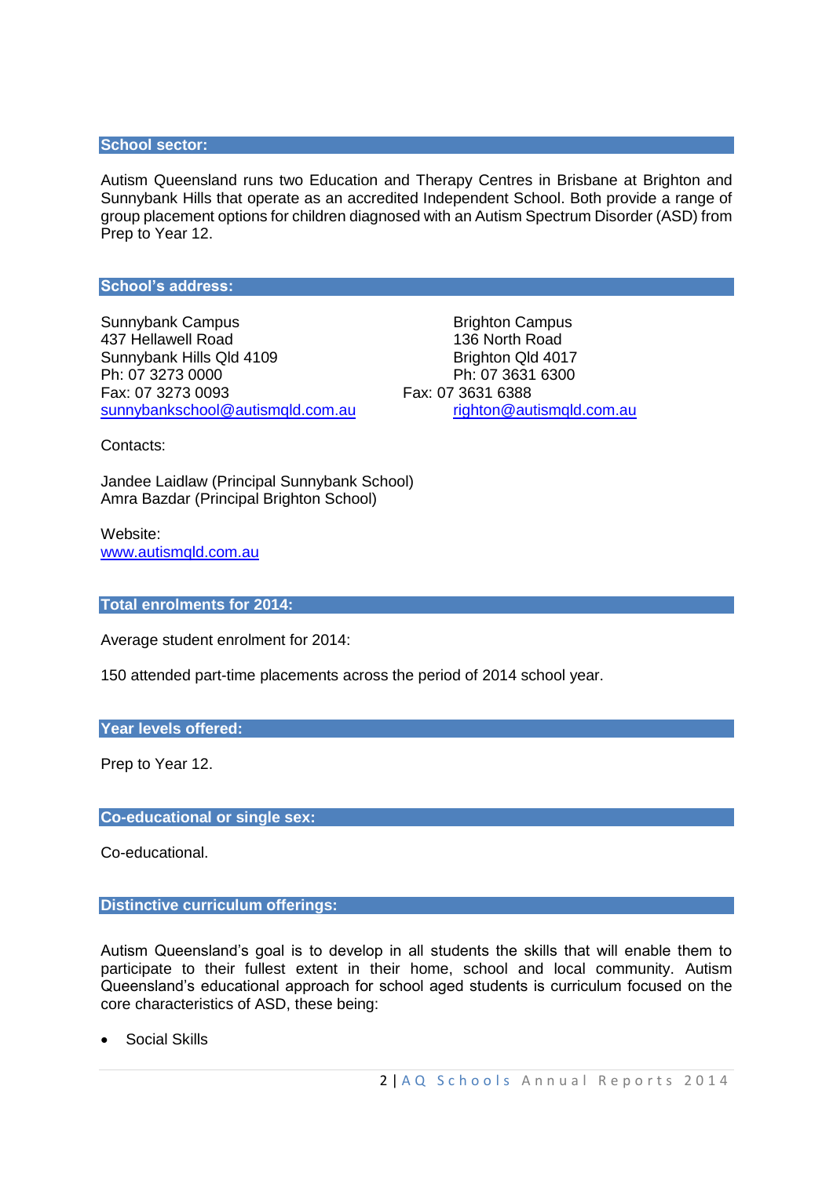## School sector:

Autism Queensland runs two Education and Therapy Centres in Brisbane at Brighton and Sunnybank Hills that operate as an accredited Independent School. Both provide a range of group placement options for children diagnosed with an Autism Spectrum Disorder (ASD) from Prep to Year 12.

## School's address:

Sunnybank Campus
437 Hellawell Road
Sunnybank Hills Qld 4109
Ph: 07 3273 0000
Fax: 07 3273 0093
sunnybankschool@autismqld.com.au

Brighton Campus
136 North Road
Brighton Qld 4017
Ph: 07 3631 6300
Fax: 07 3631 6388
righton@autismqld.com.au

Contacts:

Jandee Laidlaw (Principal Sunnybank School)
Amra Bazdar (Principal Brighton School)

Website:
www.autismqld.com.au

## Total enrolments for 2014:

Average student enrolment for 2014:

150 attended part-time placements across the period of 2014 school year.

## Year levels offered:

Prep to Year 12.

## Co-educational or single sex:

Co-educational.

## Distinctive curriculum offerings:

Autism Queensland's goal is to develop in all students the skills that will enable them to participate to their fullest extent in their home, school and local community. Autism Queensland's educational approach for school aged students is curriculum focused on the core characteristics of ASD, these being:

- Social Skills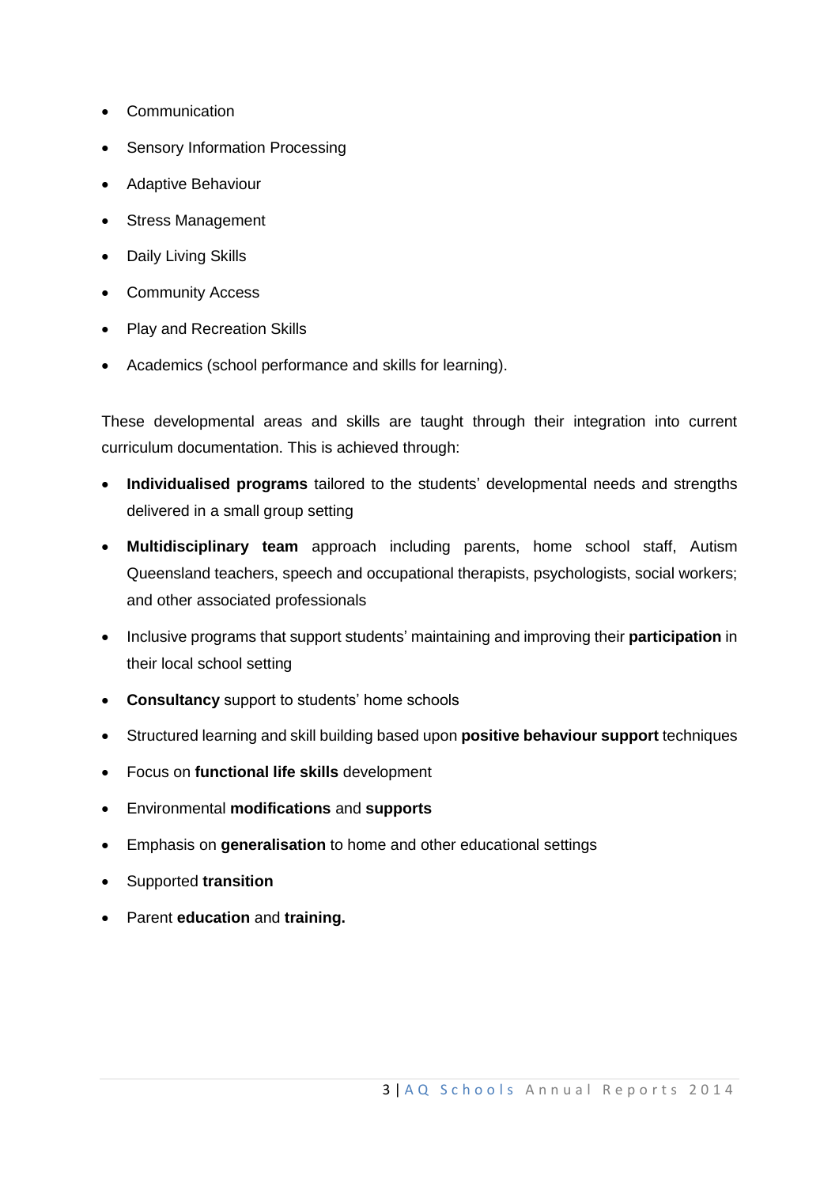- Communication
- Sensory Information Processing
- Adaptive Behaviour
- Stress Management
- Daily Living Skills
- Community Access
- Play and Recreation Skills
- Academics (school performance and skills for learning).

These developmental areas and skills are taught through their integration into current curriculum documentation. This is achieved through:

- **Individualised programs** tailored to the students' developmental needs and strengths delivered in a small group setting
- **Multidisciplinary team** approach including parents, home school staff, Autism Queensland teachers, speech and occupational therapists, psychologists, social workers; and other associated professionals
- Inclusive programs that support students' maintaining and improving their **participation** in their local school setting
- **Consultancy** support to students' home schools
- Structured learning and skill building based upon **positive behaviour support** techniques
- Focus on **functional life skills** development
- Environmental **modifications** and **supports**
- Emphasis on **generalisation** to home and other educational settings
- Supported **transition**
- Parent **education** and **training.**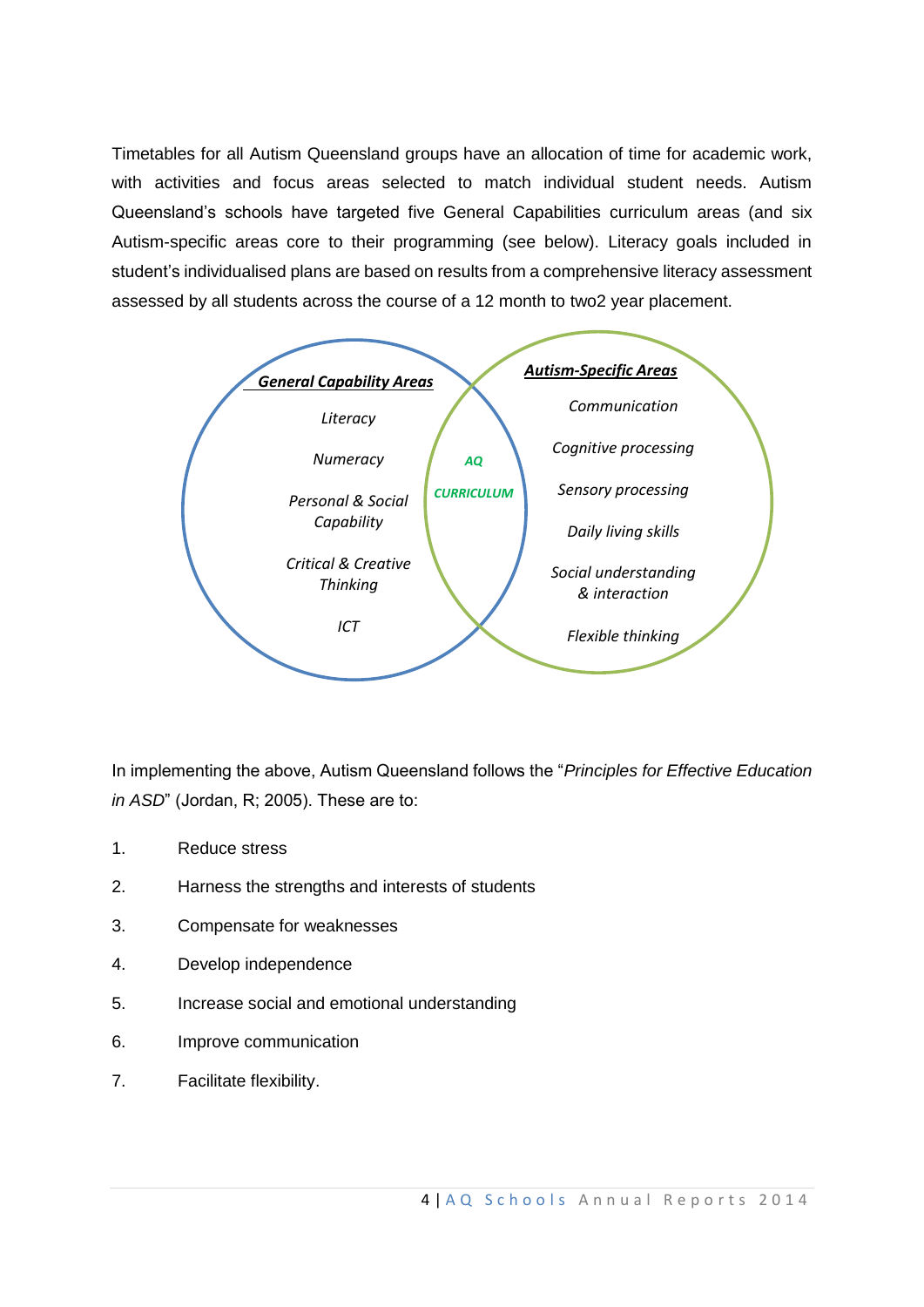Timetables for all Autism Queensland groups have an allocation of time for academic work, with activities and focus areas selected to match individual student needs. Autism Queensland's schools have targeted five General Capabilities curriculum areas (and six Autism-specific areas core to their programming (see below). Literacy goals included in student's individualised plans are based on results from a comprehensive literacy assessment assessed by all students across the course of a 12 month to two2 year placement.

***General Capability Areas***

*Literacy*

*Numeracy*

*Personal & Social Capability*

*Critical & Creative Thinking*

*ICT*

***AQ CURRICULUM***

***Autism-Specific Areas***

*Communication*

*Cognitive processing*

*Sensory processing*

*Daily living skills*

*Social understanding & interaction*

*Flexible thinking*

In implementing the above, Autism Queensland follows the "*Principles for Effective Education in ASD*" (Jordan, R; 2005). These are to:

1. Reduce stress
2. Harness the strengths and interests of students
3. Compensate for weaknesses
4. Develop independence
5. Increase social and emotional understanding
6. Improve communication
7. Facilitate flexibility.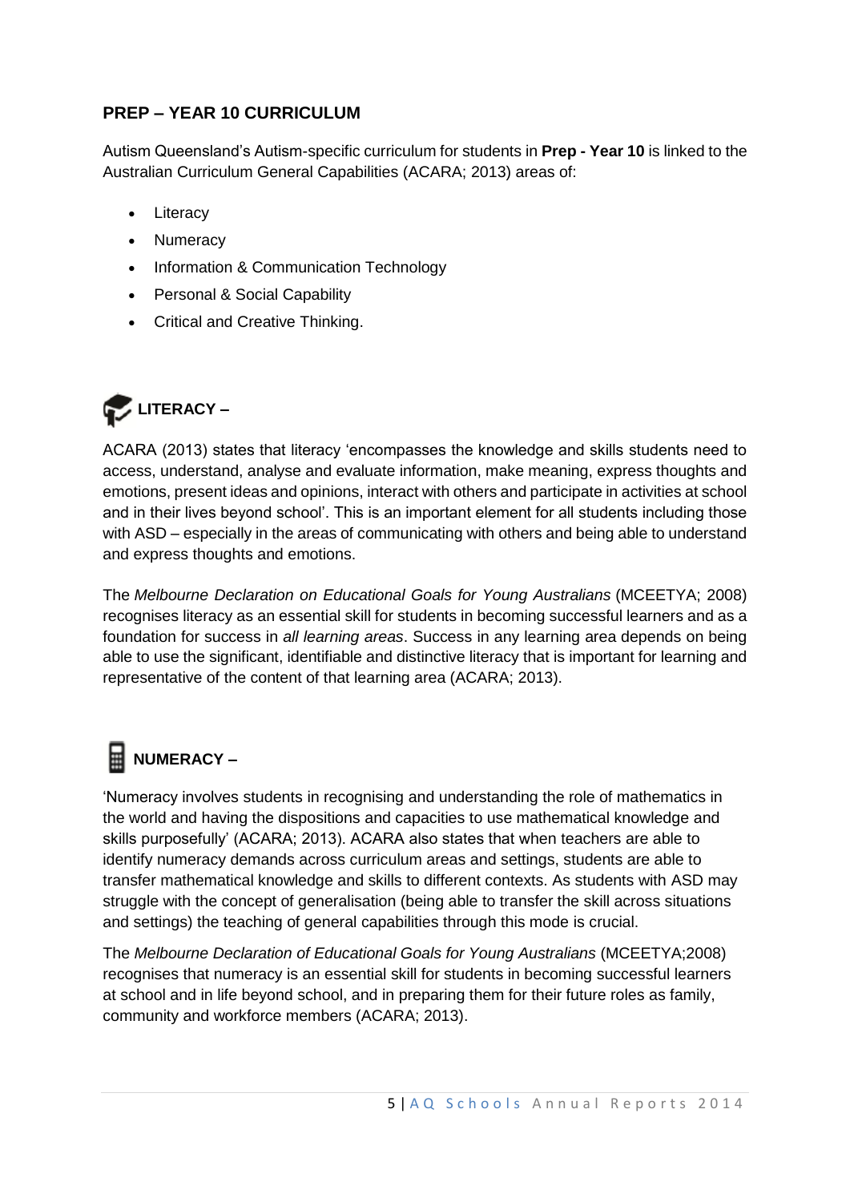## PREP – YEAR 10 CURRICULUM

Autism Queensland's Autism-specific curriculum for students in **Prep - Year 10** is linked to the Australian Curriculum General Capabilities (ACARA; 2013) areas of:

- Literacy
- Numeracy
- Information & Communication Technology
- Personal & Social Capability
- Critical and Creative Thinking.

### LITERACY –

ACARA (2013) states that literacy 'encompasses the knowledge and skills students need to access, understand, analyse and evaluate information, make meaning, express thoughts and emotions, present ideas and opinions, interact with others and participate in activities at school and in their lives beyond school'. This is an important element for all students including those with ASD – especially in the areas of communicating with others and being able to understand and express thoughts and emotions.

The *Melbourne Declaration on Educational Goals for Young Australians* (MCEETYA; 2008) recognises literacy as an essential skill for students in becoming successful learners and as a foundation for success in *all learning areas*. Success in any learning area depends on being able to use the significant, identifiable and distinctive literacy that is important for learning and representative of the content of that learning area (ACARA; 2013).

### NUMERACY –

'Numeracy involves students in recognising and understanding the role of mathematics in the world and having the dispositions and capacities to use mathematical knowledge and skills purposefully' (ACARA; 2013). ACARA also states that when teachers are able to identify numeracy demands across curriculum areas and settings, students are able to transfer mathematical knowledge and skills to different contexts. As students with ASD may struggle with the concept of generalisation (being able to transfer the skill across situations and settings) the teaching of general capabilities through this mode is crucial.

The *Melbourne Declaration of Educational Goals for Young Australians* (MCEETYA;2008) recognises that numeracy is an essential skill for students in becoming successful learners at school and in life beyond school, and in preparing them for their future roles as family, community and workforce members (ACARA; 2013).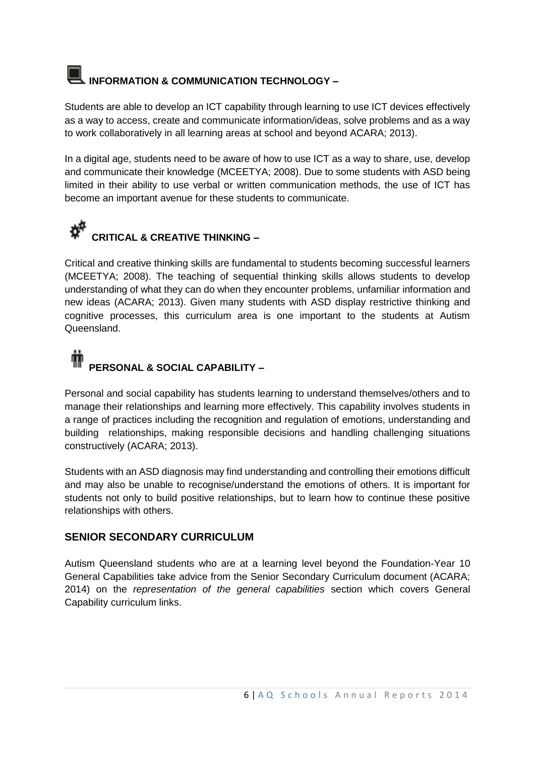### INFORMATION & COMMUNICATION TECHNOLOGY –

Students are able to develop an ICT capability through learning to use ICT devices effectively as a way to access, create and communicate information/ideas, solve problems and as a way to work collaboratively in all learning areas at school and beyond ACARA; 2013).

In a digital age, students need to be aware of how to use ICT as a way to share, use, develop and communicate their knowledge (MCEETYA; 2008). Due to some students with ASD being limited in their ability to use verbal or written communication methods, the use of ICT has become an important avenue for these students to communicate.

### CRITICAL & CREATIVE THINKING –

Critical and creative thinking skills are fundamental to students becoming successful learners (MCEETYA; 2008). The teaching of sequential thinking skills allows students to develop understanding of what they can do when they encounter problems, unfamiliar information and new ideas (ACARA; 2013). Given many students with ASD display restrictive thinking and cognitive processes, this curriculum area is one important to the students at Autism Queensland.

### PERSONAL & SOCIAL CAPABILITY –

Personal and social capability has students learning to understand themselves/others and to manage their relationships and learning more effectively. This capability involves students in a range of practices including the recognition and regulation of emotions, understanding and building relationships, making responsible decisions and handling challenging situations constructively (ACARA; 2013).

Students with an ASD diagnosis may find understanding and controlling their emotions difficult and may also be unable to recognise/understand the emotions of others. It is important for students not only to build positive relationships, but to learn how to continue these positive relationships with others.

## SENIOR SECONDARY CURRICULUM

Autism Queensland students who are at a learning level beyond the Foundation-Year 10 General Capabilities take advice from the Senior Secondary Curriculum document (ACARA; 2014) on the *representation of the general capabilities* section which covers General Capability curriculum links.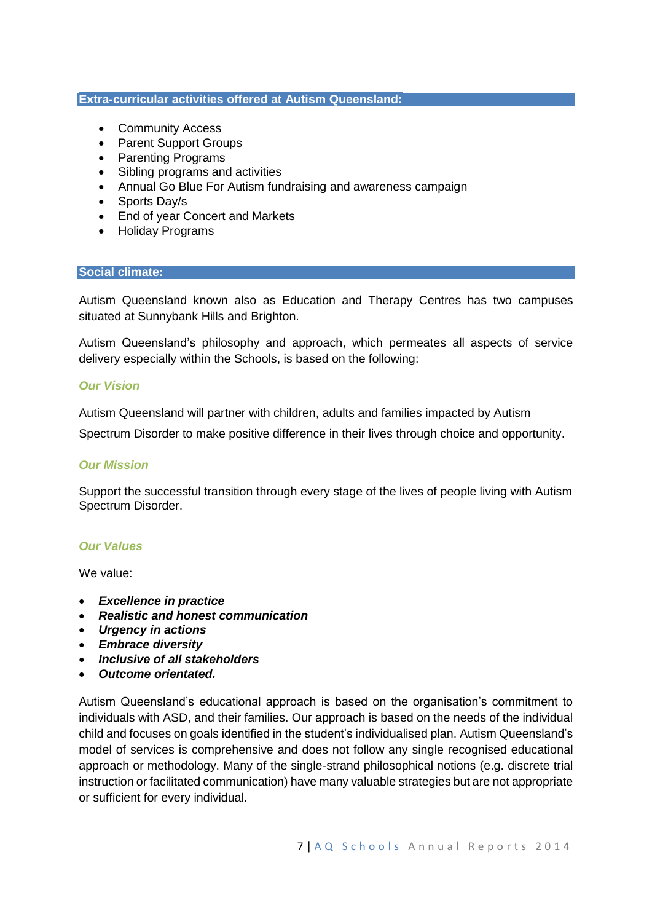## Extra-curricular activities offered at Autism Queensland:

- Community Access
- Parent Support Groups
- Parenting Programs
- Sibling programs and activities
- Annual Go Blue For Autism fundraising and awareness campaign
- Sports Day/s
- End of year Concert and Markets
- Holiday Programs

## Social climate:

Autism Queensland known also as Education and Therapy Centres has two campuses situated at Sunnybank Hills and Brighton.

Autism Queensland's philosophy and approach, which permeates all aspects of service delivery especially within the Schools, is based on the following:

### *Our Vision*

Autism Queensland will partner with children, adults and families impacted by Autism Spectrum Disorder to make positive difference in their lives through choice and opportunity.

### *Our Mission*

Support the successful transition through every stage of the lives of people living with Autism Spectrum Disorder.

### *Our Values*

We value:

- ***Excellence in practice***
- ***Realistic and honest communication***
- ***Urgency in actions***
- ***Embrace diversity***
- ***Inclusive of all stakeholders***
- ***Outcome orientated.***

Autism Queensland's educational approach is based on the organisation's commitment to individuals with ASD, and their families. Our approach is based on the needs of the individual child and focuses on goals identified in the student's individualised plan. Autism Queensland's model of services is comprehensive and does not follow any single recognised educational approach or methodology. Many of the single-strand philosophical notions (e.g. discrete trial instruction or facilitated communication) have many valuable strategies but are not appropriate or sufficient for every individual.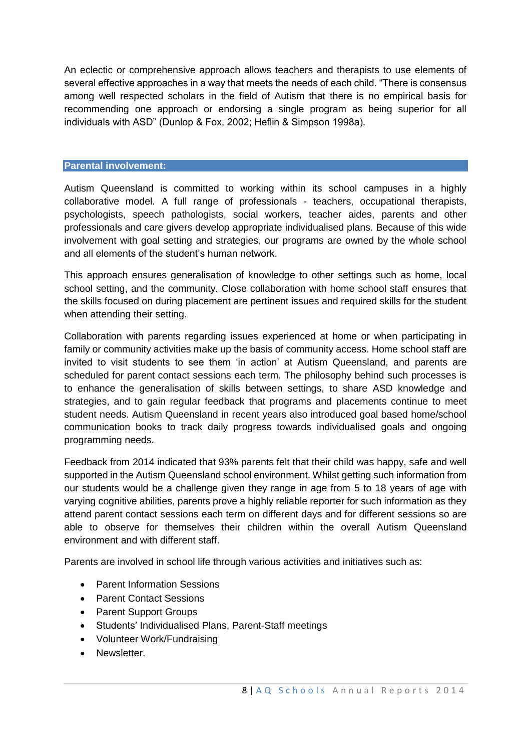An eclectic or comprehensive approach allows teachers and therapists to use elements of several effective approaches in a way that meets the needs of each child. "There is consensus among well respected scholars in the field of Autism that there is no empirical basis for recommending one approach or endorsing a single program as being superior for all individuals with ASD" (Dunlop & Fox, 2002; Heflin & Simpson 1998a).

## Parental involvement:

Autism Queensland is committed to working within its school campuses in a highly collaborative model. A full range of professionals - teachers, occupational therapists, psychologists, speech pathologists, social workers, teacher aides, parents and other professionals and care givers develop appropriate individualised plans. Because of this wide involvement with goal setting and strategies, our programs are owned by the whole school and all elements of the student's human network.

This approach ensures generalisation of knowledge to other settings such as home, local school setting, and the community. Close collaboration with home school staff ensures that the skills focused on during placement are pertinent issues and required skills for the student when attending their setting.

Collaboration with parents regarding issues experienced at home or when participating in family or community activities make up the basis of community access. Home school staff are invited to visit students to see them 'in action' at Autism Queensland, and parents are scheduled for parent contact sessions each term. The philosophy behind such processes is to enhance the generalisation of skills between settings, to share ASD knowledge and strategies, and to gain regular feedback that programs and placements continue to meet student needs. Autism Queensland in recent years also introduced goal based home/school communication books to track daily progress towards individualised goals and ongoing programming needs.

Feedback from 2014 indicated that 93% parents felt that their child was happy, safe and well supported in the Autism Queensland school environment. Whilst getting such information from our students would be a challenge given they range in age from 5 to 18 years of age with varying cognitive abilities, parents prove a highly reliable reporter for such information as they attend parent contact sessions each term on different days and for different sessions so are able to observe for themselves their children within the overall Autism Queensland environment and with different staff.

Parents are involved in school life through various activities and initiatives such as:

- Parent Information Sessions
- Parent Contact Sessions
- Parent Support Groups
- Students' Individualised Plans, Parent-Staff meetings
- Volunteer Work/Fundraising
- Newsletter.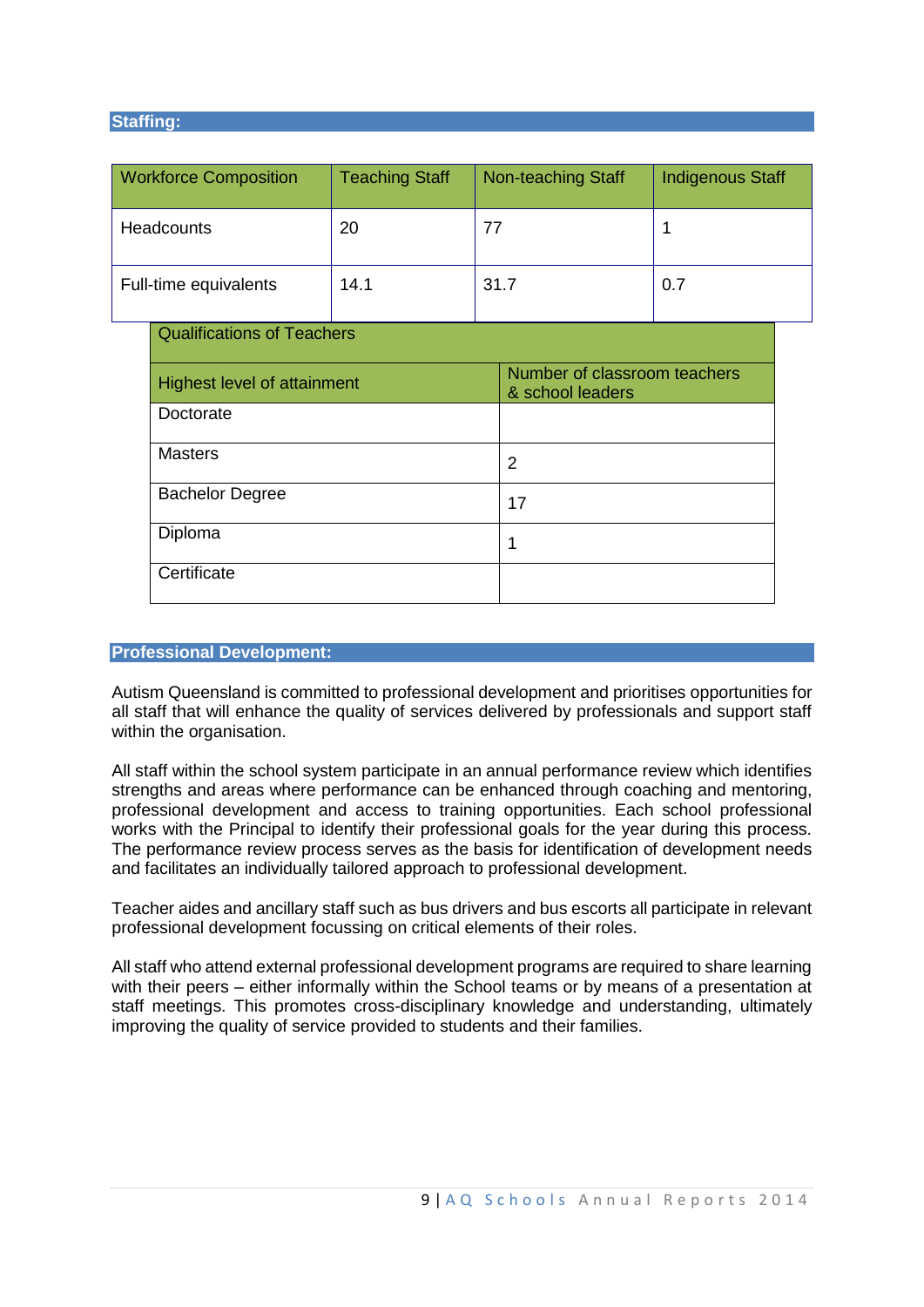## Staffing:

| Workforce Composition | Teaching Staff | Non-teaching Staff | Indigenous Staff |
|---|---|---|---|
| Headcounts | 20 | 77 | 1 |
| Full-time equivalents | 14.1 | 31.7 | 0.7 |

| Qualifications of Teachers | |
|---|---|
| **Highest level of attainment** | **Number of classroom teachers & school leaders** |
| Doctorate | |
| Masters | 2 |
| Bachelor Degree | 17 |
| Diploma | 1 |
| Certificate | |

## Professional Development:

Autism Queensland is committed to professional development and prioritises opportunities for all staff that will enhance the quality of services delivered by professionals and support staff within the organisation.

All staff within the school system participate in an annual performance review which identifies strengths and areas where performance can be enhanced through coaching and mentoring, professional development and access to training opportunities. Each school professional works with the Principal to identify their professional goals for the year during this process. The performance review process serves as the basis for identification of development needs and facilitates an individually tailored approach to professional development.

Teacher aides and ancillary staff such as bus drivers and bus escorts all participate in relevant professional development focussing on critical elements of their roles.

All staff who attend external professional development programs are required to share learning with their peers – either informally within the School teams or by means of a presentation at staff meetings. This promotes cross-disciplinary knowledge and understanding, ultimately improving the quality of service provided to students and their families.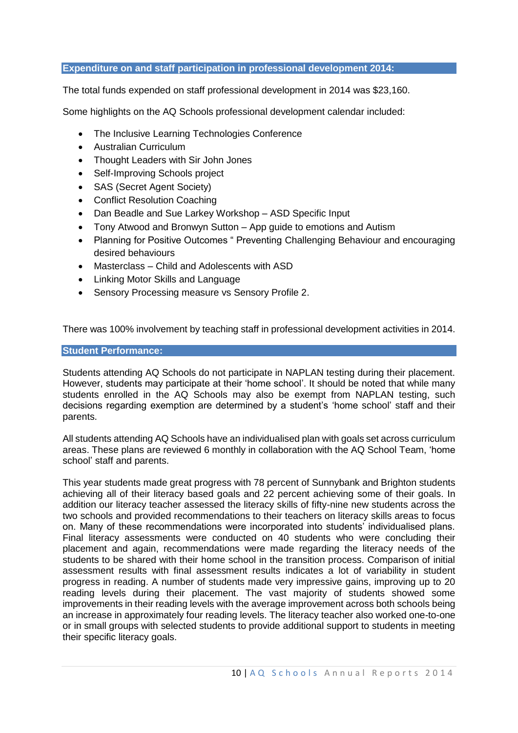## Expenditure on and staff participation in professional development 2014:

The total funds expended on staff professional development in 2014 was $23,160.

Some highlights on the AQ Schools professional development calendar included:

- The Inclusive Learning Technologies Conference
- Australian Curriculum
- Thought Leaders with Sir John Jones
- Self-Improving Schools project
- SAS (Secret Agent Society)
- Conflict Resolution Coaching
- Dan Beadle and Sue Larkey Workshop – ASD Specific Input
- Tony Atwood and Bronwyn Sutton – App guide to emotions and Autism
- Planning for Positive Outcomes " Preventing Challenging Behaviour and encouraging desired behaviours
- Masterclass – Child and Adolescents with ASD
- Linking Motor Skills and Language
- Sensory Processing measure vs Sensory Profile 2.

There was 100% involvement by teaching staff in professional development activities in 2014.

## Student Performance:

Students attending AQ Schools do not participate in NAPLAN testing during their placement. However, students may participate at their 'home school'. It should be noted that while many students enrolled in the AQ Schools may also be exempt from NAPLAN testing, such decisions regarding exemption are determined by a student's 'home school' staff and their parents.

All students attending AQ Schools have an individualised plan with goals set across curriculum areas. These plans are reviewed 6 monthly in collaboration with the AQ School Team, 'home school' staff and parents.

This year students made great progress with 78 percent of Sunnybank and Brighton students achieving all of their literacy based goals and 22 percent achieving some of their goals. In addition our literacy teacher assessed the literacy skills of fifty-nine new students across the two schools and provided recommendations to their teachers on literacy skills areas to focus on. Many of these recommendations were incorporated into students' individualised plans. Final literacy assessments were conducted on 40 students who were concluding their placement and again, recommendations were made regarding the literacy needs of the students to be shared with their home school in the transition process. Comparison of initial assessment results with final assessment results indicates a lot of variability in student progress in reading. A number of students made very impressive gains, improving up to 20 reading levels during their placement. The vast majority of students showed some improvements in their reading levels with the average improvement across both schools being an increase in approximately four reading levels. The literacy teacher also worked one-to-one or in small groups with selected students to provide additional support to students in meeting their specific literacy goals.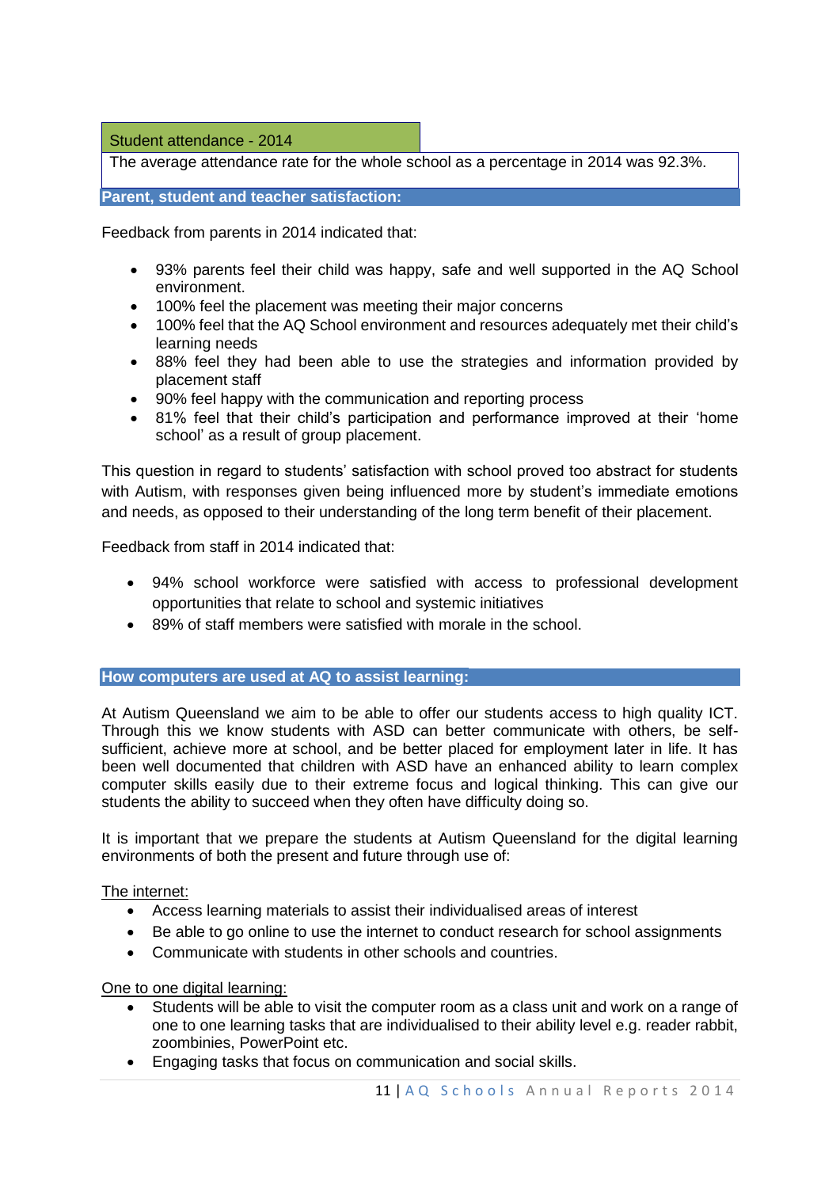### Student attendance - 2014

The average attendance rate for the whole school as a percentage in 2014 was 92.3%.

## Parent, student and teacher satisfaction:

Feedback from parents in 2014 indicated that:

- 93% parents feel their child was happy, safe and well supported in the AQ School environment.
- 100% feel the placement was meeting their major concerns
- 100% feel that the AQ School environment and resources adequately met their child's learning needs
- 88% feel they had been able to use the strategies and information provided by placement staff
- 90% feel happy with the communication and reporting process
- 81% feel that their child's participation and performance improved at their 'home school' as a result of group placement.

This question in regard to students' satisfaction with school proved too abstract for students with Autism, with responses given being influenced more by student's immediate emotions and needs, as opposed to their understanding of the long term benefit of their placement.

Feedback from staff in 2014 indicated that:

- 94% school workforce were satisfied with access to professional development opportunities that relate to school and systemic initiatives
- 89% of staff members were satisfied with morale in the school.

## How computers are used at AQ to assist learning:

At Autism Queensland we aim to be able to offer our students access to high quality ICT. Through this we know students with ASD can better communicate with others, be self-sufficient, achieve more at school, and be better placed for employment later in life. It has been well documented that children with ASD have an enhanced ability to learn complex computer skills easily due to their extreme focus and logical thinking. This can give our students the ability to succeed when they often have difficulty doing so.

It is important that we prepare the students at Autism Queensland for the digital learning environments of both the present and future through use of:

<u>The internet:</u>

- Access learning materials to assist their individualised areas of interest
- Be able to go online to use the internet to conduct research for school assignments
- Communicate with students in other schools and countries.

<u>One to one digital learning:</u>

- Students will be able to visit the computer room as a class unit and work on a range of one to one learning tasks that are individualised to their ability level e.g. reader rabbit, zoombinies, PowerPoint etc.
- Engaging tasks that focus on communication and social skills.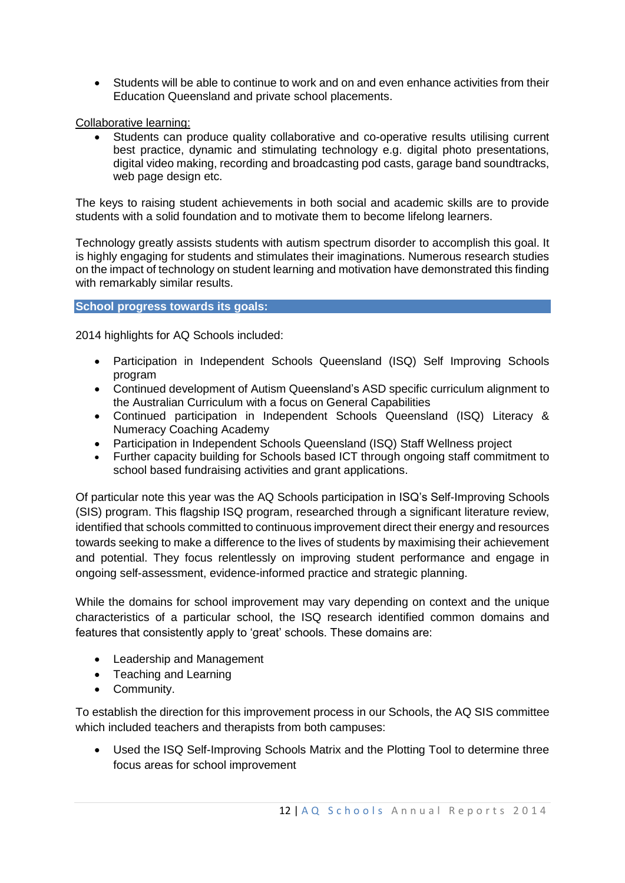- Students will be able to continue to work and on and even enhance activities from their Education Queensland and private school placements.

Collaborative learning:

- Students can produce quality collaborative and co-operative results utilising current best practice, dynamic and stimulating technology e.g. digital photo presentations, digital video making, recording and broadcasting pod casts, garage band soundtracks, web page design etc.

The keys to raising student achievements in both social and academic skills are to provide students with a solid foundation and to motivate them to become lifelong learners.

Technology greatly assists students with autism spectrum disorder to accomplish this goal. It is highly engaging for students and stimulates their imaginations. Numerous research studies on the impact of technology on student learning and motivation have demonstrated this finding with remarkably similar results.

## School progress towards its goals:

2014 highlights for AQ Schools included:

- Participation in Independent Schools Queensland (ISQ) Self Improving Schools program
- Continued development of Autism Queensland's ASD specific curriculum alignment to the Australian Curriculum with a focus on General Capabilities
- Continued participation in Independent Schools Queensland (ISQ) Literacy & Numeracy Coaching Academy
- Participation in Independent Schools Queensland (ISQ) Staff Wellness project
- Further capacity building for Schools based ICT through ongoing staff commitment to school based fundraising activities and grant applications.

Of particular note this year was the AQ Schools participation in ISQ's Self-Improving Schools (SIS) program. This flagship ISQ program, researched through a significant literature review, identified that schools committed to continuous improvement direct their energy and resources towards seeking to make a difference to the lives of students by maximising their achievement and potential. They focus relentlessly on improving student performance and engage in ongoing self-assessment, evidence-informed practice and strategic planning.

While the domains for school improvement may vary depending on context and the unique characteristics of a particular school, the ISQ research identified common domains and features that consistently apply to 'great' schools. These domains are:

- Leadership and Management
- Teaching and Learning
- Community.

To establish the direction for this improvement process in our Schools, the AQ SIS committee which included teachers and therapists from both campuses:

- Used the ISQ Self-Improving Schools Matrix and the Plotting Tool to determine three focus areas for school improvement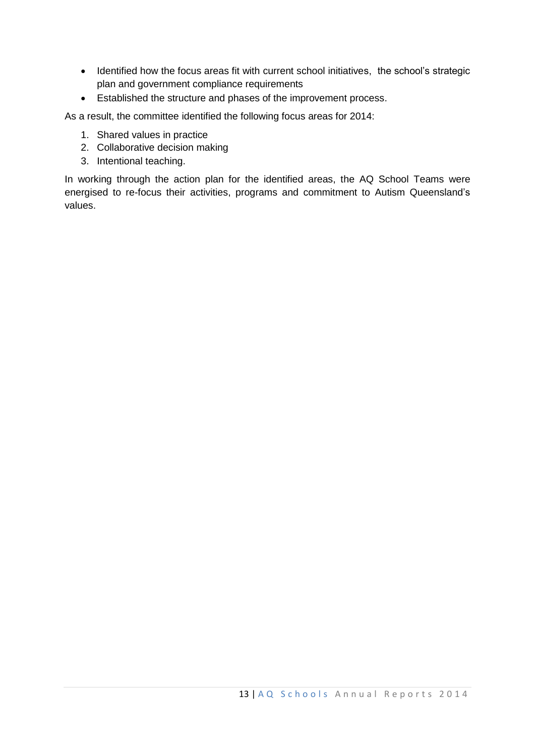- Identified how the focus areas fit with current school initiatives, the school's strategic plan and government compliance requirements
- Established the structure and phases of the improvement process.

As a result, the committee identified the following focus areas for 2014:

1. Shared values in practice
2. Collaborative decision making
3. Intentional teaching.

In working through the action plan for the identified areas, the AQ School Teams were energised to re-focus their activities, programs and commitment to Autism Queensland's values.